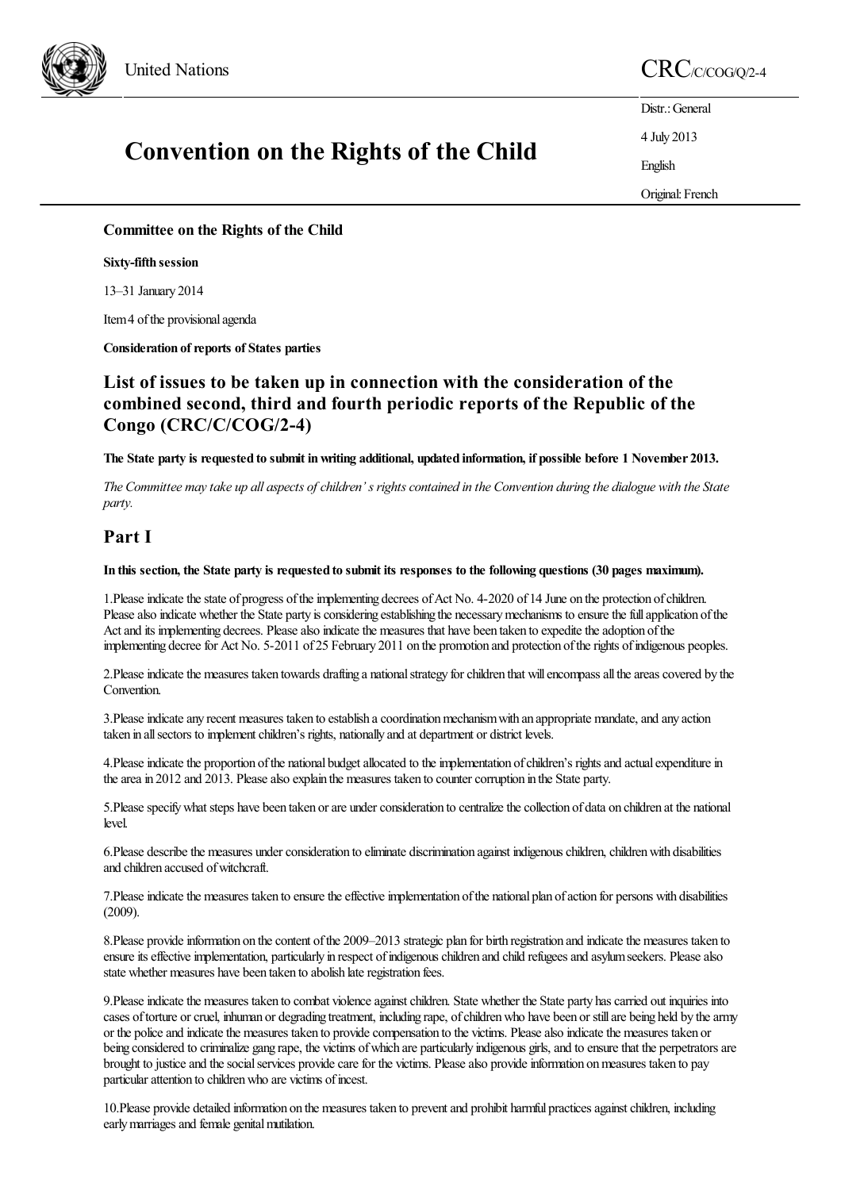United Nations

CRC/C/COG/Q/2-4

Distr.: General

4 July 2013

English

Original: French

# Convention on the Rights of the Child

**Committee on the Rights of the Child**

**Sixty-fifth session**

13–31 January 2014

Item 4 of the provisional agenda

**Consideration of reports of States parties**

## List of issues to be taken up in connection with the consideration of the combined second, third and fourth periodic reports of the Republic of the Congo (CRC/C/COG/2-4)

**The State party is requested to submit in writing additional, updated information, if possible before 1 November 2013.**

*The Committee may take up all aspects of children's rights contained in the Convention during the dialogue with the State party.*

## Part I

**In this section, the State party is requested to submit its responses to the following questions (30 pages maximum).**

1. Please indicate the state of progress of the implementing decrees of Act No. 4-2020 of 14 June on the protection of children. Please also indicate whether the State party is considering establishing the necessary mechanisms to ensure the full application of the Act and its implementing decrees. Please also indicate the measures that have been taken to expedite the adoption of the implementing decree for Act No. 5-2011 of 25 February 2011 on the promotion and protection of the rights of indigenous peoples.

2. Please indicate the measures taken towards drafting a national strategy for children that will encompass all the areas covered by the Convention.

3. Please indicate any recent measures taken to establish a coordination mechanism with an appropriate mandate, and any action taken in all sectors to implement children's rights, nationally and at department or district levels.

4. Please indicate the proportion of the national budget allocated to the implementation of children's rights and actual expenditure in the area in 2012 and 2013. Please also explain the measures taken to counter corruption in the State party.

5. Please specify what steps have been taken or are under consideration to centralize the collection of data on children at the national level.

6. Please describe the measures under consideration to eliminate discrimination against indigenous children, children with disabilities and children accused of witchcraft.

7. Please indicate the measures taken to ensure the effective implementation of the national plan of action for persons with disabilities (2009).

8. Please provide information on the content of the 2009–2013 strategic plan for birth registration and indicate the measures taken to ensure its effective implementation, particularly in respect of indigenous children and child refugees and asylum seekers. Please also state whether measures have been taken to abolish late registration fees.

9. Please indicate the measures taken to combat violence against children. State whether the State party has carried out inquiries into cases of torture or cruel, inhuman or degrading treatment, including rape, of children who have been or still are being held by the army or the police and indicate the measures taken to provide compensation to the victims. Please also indicate the measures taken or being considered to criminalize gang rape, the victims of which are particularly indigenous girls, and to ensure that the perpetrators are brought to justice and the social services provide care for the victims. Please also provide information on measures taken to pay particular attention to children who are victims of incest.

10. Please provide detailed information on the measures taken to prevent and prohibit harmful practices against children, including early marriages and female genital mutilation.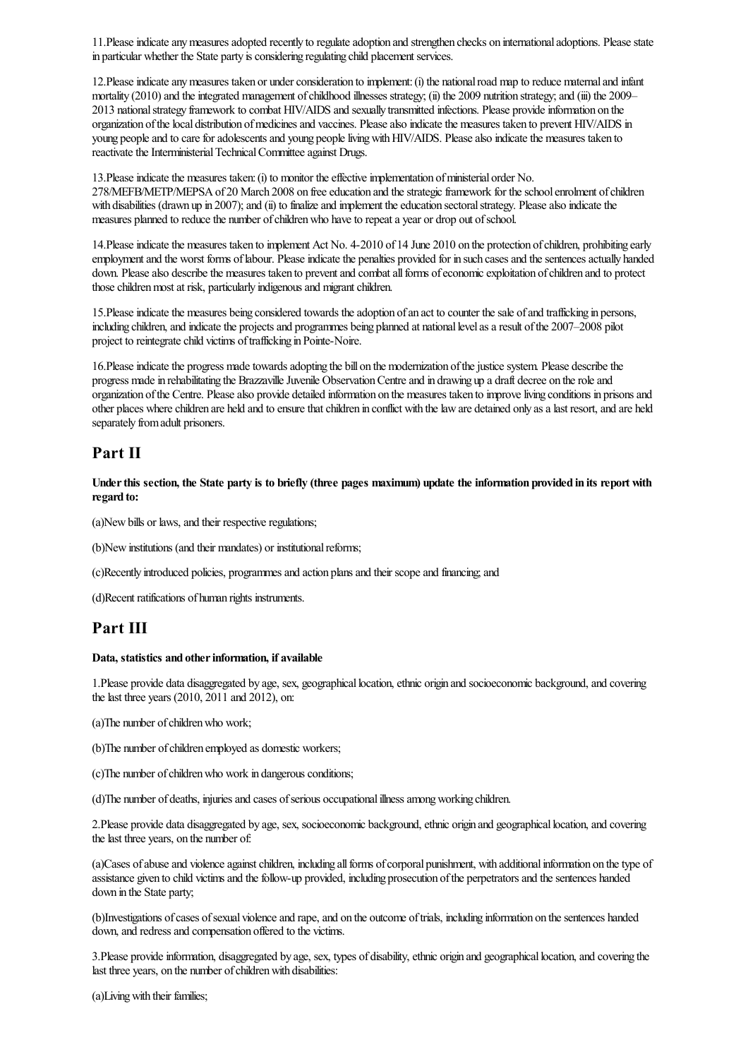11.Please indicate any measures adopted recently to regulate adoption and strengthen checks on international adoptions. Please state in particular whether the State party is considering regulating child placement services.

12.Please indicate any measures taken or under consideration to implement: (i) the national road map to reduce maternal and infant mortality (2010) and the integrated management of childhood illnesses strategy; (ii) the 2009 nutrition strategy; and (iii) the 2009–2013 national strategy framework to combat HIV/AIDS and sexually transmitted infections. Please provide information on the organization of the local distribution of medicines and vaccines. Please also indicate the measures taken to prevent HIV/AIDS in young people and to care for adolescents and young people living with HIV/AIDS. Please also indicate the measures taken to reactivate the Interministerial Technical Committee against Drugs.

13.Please indicate the measures taken: (i) to monitor the effective implementation of ministerial order No. 278/MEFB/METP/MEPSA of 20 March 2008 on free education and the strategic framework for the school enrolment of children with disabilities (drawn up in 2007); and (ii) to finalize and implement the education sectoral strategy. Please also indicate the measures planned to reduce the number of children who have to repeat a year or drop out of school.

14.Please indicate the measures taken to implement Act No. 4-2010 of 14 June 2010 on the protection of children, prohibiting early employment and the worst forms of labour. Please indicate the penalties provided for in such cases and the sentences actually handed down. Please also describe the measures taken to prevent and combat all forms of economic exploitation of children and to protect those children most at risk, particularly indigenous and migrant children.

15.Please indicate the measures being considered towards the adoption of an act to counter the sale of and trafficking in persons, including children, and indicate the projects and programmes being planned at national level as a result of the 2007–2008 pilot project to reintegrate child victims of trafficking in Pointe-Noire.

16.Please indicate the progress made towards adopting the bill on the modernization of the justice system. Please describe the progress made in rehabilitating the Brazzaville Juvenile Observation Centre and in drawing up a draft decree on the role and organization of the Centre. Please also provide detailed information on the measures taken to improve living conditions in prisons and other places where children are held and to ensure that children in conflict with the law are detained only as a last resort, and are held separately from adult prisoners.

## Part II

**Under this section, the State party is to briefly (three pages maximum) update the information provided in its report with regard to:**

(a)New bills or laws, and their respective regulations;

(b)New institutions (and their mandates) or institutional reforms;

(c)Recently introduced policies, programmes and action plans and their scope and financing; and

(d)Recent ratifications of human rights instruments.

## Part III

**Data, statistics and other information, if available**

1.Please provide data disaggregated by age, sex, geographical location, ethnic origin and socioeconomic background, and covering the last three years (2010, 2011 and 2012), on:

(a)The number of children who work;

(b)The number of children employed as domestic workers;

(c)The number of children who work in dangerous conditions;

(d)The number of deaths, injuries and cases of serious occupational illness among working children.

2.Please provide data disaggregated by age, sex, socioeconomic background, ethnic origin and geographical location, and covering the last three years, on the number of:

(a)Cases of abuse and violence against children, including all forms of corporal punishment, with additional information on the type of assistance given to child victims and the follow-up provided, including prosecution of the perpetrators and the sentences handed down in the State party;

(b)Investigations of cases of sexual violence and rape, and on the outcome of trials, including information on the sentences handed down, and redress and compensation offered to the victims.

3.Please provide information, disaggregated by age, sex, types of disability, ethnic origin and geographical location, and covering the last three years, on the number of children with disabilities:

(a)Living with their families;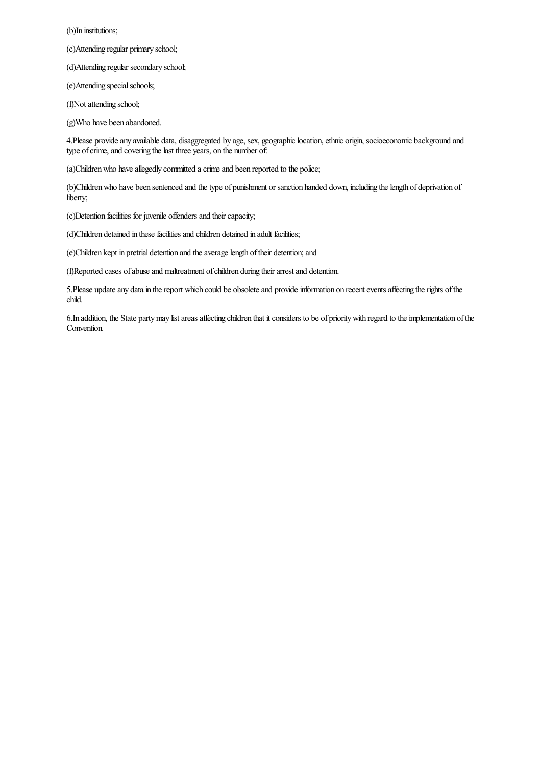(b)In institutions;

(c)Attending regular primary school;

(d)Attending regular secondary school;

(e)Attending special schools;

(f)Not attending school;

(g)Who have been abandoned.

4.Please provide any available data, disaggregated by age, sex, geographic location, ethnic origin, socioeconomic background and type of crime, and covering the last three years, on the number of:

(a)Children who have allegedly committed a crime and been reported to the police;

(b)Children who have been sentenced and the type of punishment or sanction handed down, including the length of deprivation of liberty;

(c)Detention facilities for juvenile offenders and their capacity;

(d)Children detained in these facilities and children detained in adult facilities;

(e)Children kept in pretrial detention and the average length of their detention; and

(f)Reported cases of abuse and maltreatment of children during their arrest and detention.

5.Please update any data in the report which could be obsolete and provide information on recent events affecting the rights of the child.

6.In addition, the State party may list areas affecting children that it considers to be of priority with regard to the implementation of the Convention.